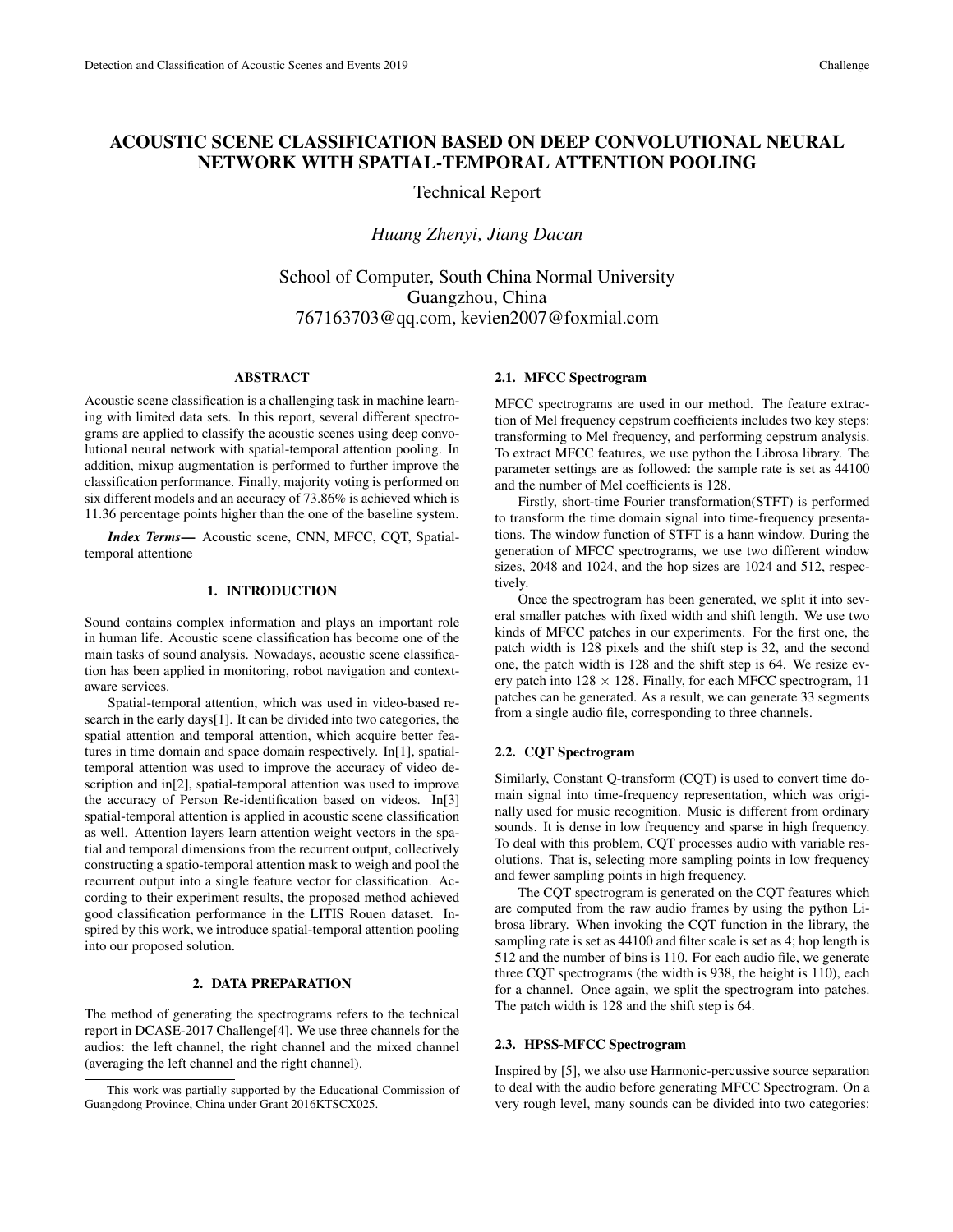# ACOUSTIC SCENE CLASSIFICATION BASED ON DEEP CONVOLUTIONAL NEURAL NETWORK WITH SPATIAL-TEMPORAL ATTENTION POOLING

Technical Report

*Huang Zhenyi, Jiang Dacan*

School of Computer, South China Normal University
Guangzhou, China
767163703@qq.com, kevien2007@foxmial.com

## ABSTRACT

Acoustic scene classification is a challenging task in machine learning with limited data sets. In this report, several different spectrograms are applied to classify the acoustic scenes using deep convolutional neural network with spatial-temporal attention pooling. In addition, mixup augmentation is performed to further improve the classification performance. Finally, majority voting is performed on six different models and an accuracy of 73.86% is achieved which is 11.36 percentage points higher than the one of the baseline system.

***Index Terms*—** Acoustic scene, CNN, MFCC, CQT, Spatial-temporal attentione

## 1. INTRODUCTION

Sound contains complex information and plays an important role in human life. Acoustic scene classification has become one of the main tasks of sound analysis. Nowadays, acoustic scene classification has been applied in monitoring, robot navigation and context-aware services.

Spatial-temporal attention, which was used in video-based research in the early days[1]. It can be divided into two categories, the spatial attention and temporal attention, which acquire better features in time domain and space domain respectively. In[1], spatial-temporal attention was used to improve the accuracy of video description and in[2], spatial-temporal attention was used to improve the accuracy of Person Re-identification based on videos. In[3] spatial-temporal attention is applied in acoustic scene classification as well. Attention layers learn attention weight vectors in the spatial and temporal dimensions from the recurrent output, collectively constructing a spatio-temporal attention mask to weigh and pool the recurrent output into a single feature vector for classification. According to their experiment results, the proposed method achieved good classification performance in the LITIS Rouen dataset. Inspired by this work, we introduce spatial-temporal attention pooling into our proposed solution.

## 2. DATA PREPARATION

The method of generating the spectrograms refers to the technical report in DCASE-2017 Challenge[4]. We use three channels for the audios: the left channel, the right channel and the mixed channel (averaging the left channel and the right channel).

This work was partially supported by the Educational Commission of Guangdong Province, China under Grant 2016KTSCX025.

### 2.1. MFCC Spectrogram

MFCC spectrograms are used in our method. The feature extraction of Mel frequency cepstrum coefficients includes two key steps: transforming to Mel frequency, and performing cepstrum analysis. To extract MFCC features, we use python the Librosa library. The parameter settings are as followed: the sample rate is set as 44100 and the number of Mel coefficients is 128.

Firstly, short-time Fourier transformation(STFT) is performed to transform the time domain signal into time-frequency presentations. The window function of STFT is a hann window. During the generation of MFCC spectrograms, we use two different window sizes, 2048 and 1024, and the hop sizes are 1024 and 512, respectively.

Once the spectrogram has been generated, we split it into several smaller patches with fixed width and shift length. We use two kinds of MFCC patches in our experiments. For the first one, the patch width is 128 pixels and the shift step is 32, and the second one, the patch width is 128 and the shift step is 64. We resize every patch into $128 \times 128$. Finally, for each MFCC spectrogram, 11 patches can be generated. As a result, we can generate 33 segments from a single audio file, corresponding to three channels.

### 2.2. CQT Spectrogram

Similarly, Constant Q-transform (CQT) is used to convert time domain signal into time-frequency representation, which was originally used for music recognition. Music is different from ordinary sounds. It is dense in low frequency and sparse in high frequency. To deal with this problem, CQT processes audio with variable resolutions. That is, selecting more sampling points in low frequency and fewer sampling points in high frequency.

The CQT spectrogram is generated on the CQT features which are computed from the raw audio frames by using the python Librosa library. When invoking the CQT function in the library, the sampling rate is set as 44100 and filter scale is set as 4; hop length is 512 and the number of bins is 110. For each audio file, we generate three CQT spectrograms (the width is 938, the height is 110), each for a channel. Once again, we split the spectrogram into patches. The patch width is 128 and the shift step is 64.

### 2.3. HPSS-MFCC Spectrogram

Inspired by [5], we also use Harmonic-percussive source separation to deal with the audio before generating MFCC Spectrogram. On a very rough level, many sounds can be divided into two categories: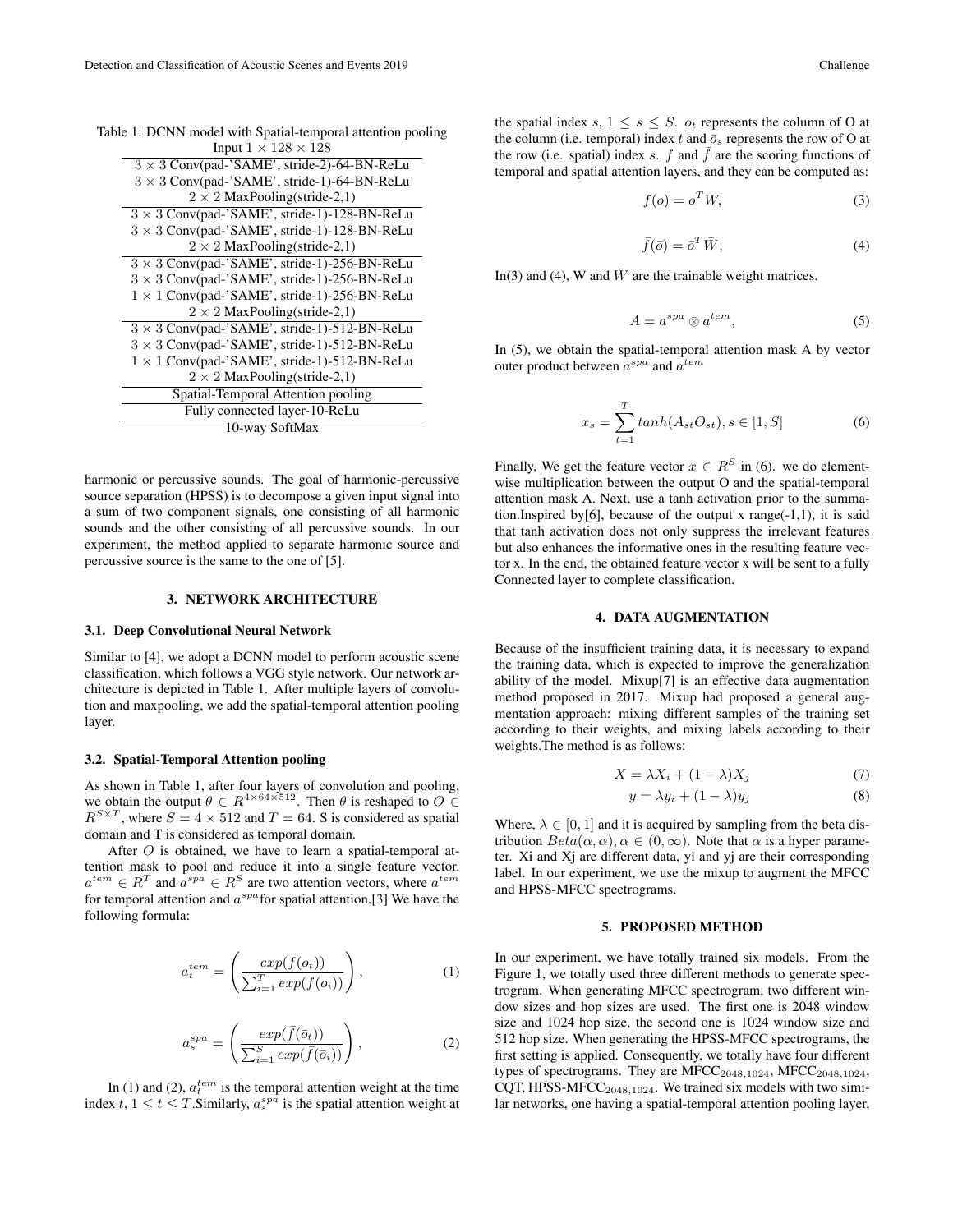Table 1: DCNN model with Spatial-temporal attention pooling

| Input $1 \times 128 \times 128$ |
|---|
| $3 \times 3$ Conv(pad-'SAME', stride-2)-64-BN-ReLu |
| $3 \times 3$ Conv(pad-'SAME', stride-1)-64-BN-ReLu |
| $2 \times 2$ MaxPooling(stride-2,1) |
| $3 \times 3$ Conv(pad-'SAME', stride-1)-128-BN-ReLu |
| $3 \times 3$ Conv(pad-'SAME', stride-1)-128-BN-ReLu |
| $2 \times 2$ MaxPooling(stride-2,1) |
| $3 \times 3$ Conv(pad-'SAME', stride-1)-256-BN-ReLu |
| $3 \times 3$ Conv(pad-'SAME', stride-1)-256-BN-ReLu |
| $1 \times 1$ Conv(pad-'SAME', stride-1)-256-BN-ReLu |
| $2 \times 2$ MaxPooling(stride-2,1) |
| $3 \times 3$ Conv(pad-'SAME', stride-1)-512-BN-ReLu |
| $3 \times 3$ Conv(pad-'SAME', stride-1)-512-BN-ReLu |
| $1 \times 1$ Conv(pad-'SAME', stride-1)-512-BN-ReLu |
| $2 \times 2$ MaxPooling(stride-2,1) |
| Spatial-Temporal Attention pooling |
| Fully connected layer-10-ReLu |
| 10-way SoftMax |

harmonic or percussive sounds. The goal of harmonic-percussive source separation (HPSS) is to decompose a given input signal into a sum of two component signals, one consisting of all harmonic sounds and the other consisting of all percussive sounds. In our experiment, the method applied to separate harmonic source and percussive source is the same to the one of [5].

## 3. NETWORK ARCHITECTURE

### 3.1. Deep Convolutional Neural Network

Similar to [4], we adopt a DCNN model to perform acoustic scene classification, which follows a VGG style network. Our network architecture is depicted in Table 1. After multiple layers of convolution and maxpooling, we add the spatial-temporal attention pooling layer.

### 3.2. Spatial-Temporal Attention pooling

As shown in Table 1, after four layers of convolution and pooling, we obtain the output $\theta \in R^{4 \times 64 \times 512}$. Then $\theta$ is reshaped to $O \in R^{S \times T}$, where $S = 4 \times 512$ and $T = 64$. S is considered as spatial domain and T is considered as temporal domain.

After $O$ is obtained, we have to learn a spatial-temporal attention mask to pool and reduce it into a single feature vector. $a^{tem} \in R^T$ and $a^{spa} \in R^S$ are two attention vectors, where $a^{tem}$ for temporal attention and $a^{spa}$ for spatial attention.[3] We have the following formula:

$$a_t^{tem} = \left( \frac{exp(f(o_t))}{\sum_{i=1}^{T} exp(f(o_i))} \right), \tag{1}$$

$$a_s^{spa} = \left( \frac{exp(\bar{f}(\bar{o}_t))}{\sum_{i=1}^{S} exp(\bar{f}(\bar{o}_i))} \right), \tag{2}$$

In (1) and (2), $a_t^{tem}$ is the temporal attention weight at the time index $t$, $1 \leq t \leq T$.Similarly, $a_s^{spa}$ is the spatial attention weight at the spatial index $s$, $1 \leq s \leq S$. $o_t$ represents the column of O at the column (i.e. temporal) index $t$ and $\bar{o}_s$ represents the row of O at the row (i.e. spatial) index $s$. $f$ and $\bar{f}$ are the scoring functions of temporal and spatial attention layers, and they can be computed as:

$$f(o) = o^T W, \tag{3}$$

$$\bar{f}(\bar{o}) = \bar{o}^T \bar{W}, \tag{4}$$

In(3) and (4), W and $\bar{W}$ are the trainable weight matrices.

$$A = a^{spa} \otimes a^{tem}, \tag{5}$$

In (5), we obtain the spatial-temporal attention mask A by vector outer product between $a^{spa}$ and $a^{tem}$

$$x_s = \sum_{t=1}^{T} tanh(A_{st} O_{st}), s \in [1, S] \tag{6}$$

Finally, We get the feature vector $x \in R^S$ in (6). we do elementwise multiplication between the output O and the spatial-temporal attention mask A. Next, use a tanh activation prior to the summation.Inspired by[6], because of the output x range(-1,1), it is said that tanh activation does not only suppress the irrelevant features but also enhances the informative ones in the resulting feature vector x. In the end, the obtained feature vector x will be sent to a fully Connected layer to complete classification.

## 4. DATA AUGMENTATION

Because of the insufficient training data, it is necessary to expand the training data, which is expected to improve the generalization ability of the model. Mixup[7] is an effective data augmentation method proposed in 2017. Mixup had proposed a general augmentation approach: mixing different samples of the training set according to their weights, and mixing labels according to their weights.The method is as follows:

$$X = \lambda X_i + (1 - \lambda) X_j \tag{7}$$

$$y = \lambda y_i + (1 - \lambda) y_j \tag{8}$$

Where, $\lambda \in [0, 1]$ and it is acquired by sampling from the beta distribution $Beta(\alpha, \alpha), \alpha \in (0, \infty)$. Note that $\alpha$ is a hyper parameter. Xi and Xj are different data, yi and yj are their corresponding label. In our experiment, we use the mixup to augment the MFCC and HPSS-MFCC spectrograms.

## 5. PROPOSED METHOD

In our experiment, we have totally trained six models. From the Figure 1, we totally used three different methods to generate spectrogram. When generating MFCC spectrogram, two different window sizes and hop sizes are used. The first one is 2048 window size and 1024 hop size, the second one is 1024 window size and 512 hop size. When generating the HPSS-MFCC spectrograms, the first setting is applied. Consequently, we totally have four different types of spectrograms. They are $\text{MFCC}_{2048,1024}$, $\text{MFCC}_{2048,1024}$, CQT, $\text{HPSS-MFCC}_{2048,1024}$. We trained six models with two similar networks, one having a spatial-temporal attention pooling layer,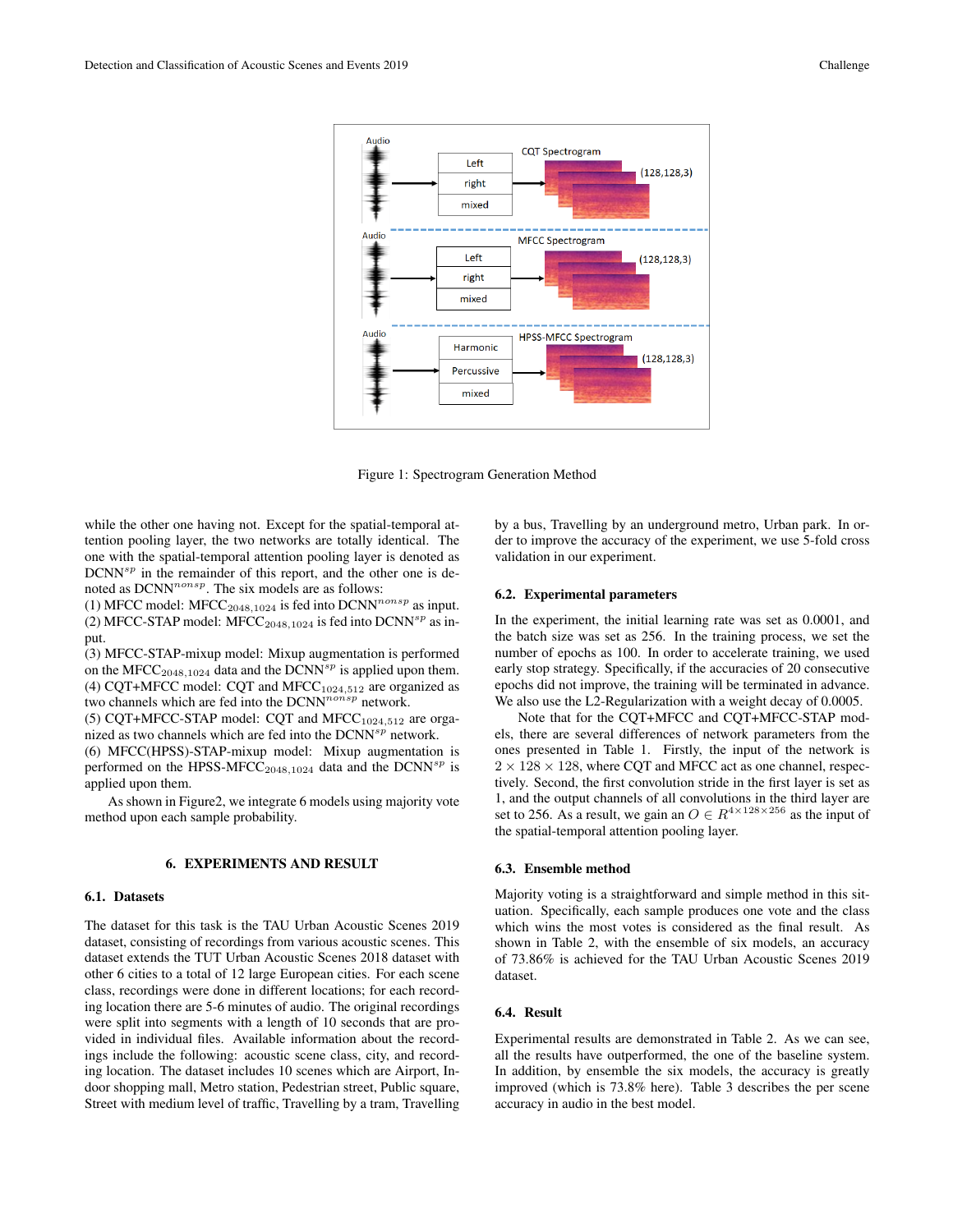Figure 1: Spectrogram Generation Method

while the other one having not. Except for the spatial-temporal attention pooling layer, the two networks are totally identical. The one with the spatial-temporal attention pooling layer is denoted as $\text{DCNN}^{sp}$ in the remainder of this report, and the other one is denoted as $\text{DCNN}^{nonsp}$. The six models are as follows:

(1) MFCC model: $\text{MFCC}_{2048,1024}$ is fed into $\text{DCNN}^{nonsp}$ as input.
(2) MFCC-STAP model: $\text{MFCC}_{2048,1024}$ is fed into $\text{DCNN}^{sp}$ as input.
(3) MFCC-STAP-mixup model: Mixup augmentation is performed on the $\text{MFCC}_{2048,1024}$ data and the $\text{DCNN}^{sp}$ is applied upon them.
(4) CQT+MFCC model: CQT and $\text{MFCC}_{1024,512}$ are organized as two channels which are fed into the $\text{DCNN}^{nonsp}$ network.
(5) CQT+MFCC-STAP model: CQT and $\text{MFCC}_{1024,512}$ are organized as two channels which are fed into the $\text{DCNN}^{sp}$ network.
(6) MFCC(HPSS)-STAP-mixup model: Mixup augmentation is performed on the $\text{HPSS-MFCC}_{2048,1024}$ data and the $\text{DCNN}^{sp}$ is applied upon them.

As shown in Figure2, we integrate 6 models using majority vote method upon each sample probability.

## 6. EXPERIMENTS AND RESULT

### 6.1. Datasets

The dataset for this task is the TAU Urban Acoustic Scenes 2019 dataset, consisting of recordings from various acoustic scenes. This dataset extends the TUT Urban Acoustic Scenes 2018 dataset with other 6 cities to a total of 12 large European cities. For each scene class, recordings were done in different locations; for each recording location there are 5-6 minutes of audio. The original recordings were split into segments with a length of 10 seconds that are provided in individual files. Available information about the recordings include the following: acoustic scene class, city, and recording location. The dataset includes 10 scenes which are Airport, Indoor shopping mall, Metro station, Pedestrian street, Public square, Street with medium level of traffic, Travelling by a tram, Travelling by a bus, Travelling by an underground metro, Urban park. In order to improve the accuracy of the experiment, we use 5-fold cross validation in our experiment.

### 6.2. Experimental parameters

In the experiment, the initial learning rate was set as 0.0001, and the batch size was set as 256. In the training process, we set the number of epochs as 100. In order to accelerate training, we used early stop strategy. Specifically, if the accuracies of 20 consecutive epochs did not improve, the training will be terminated in advance. We also use the L2-Regularization with a weight decay of 0.0005.

Note that for the CQT+MFCC and CQT+MFCC-STAP models, there are several differences of network parameters from the ones presented in Table 1. Firstly, the input of the network is $2 \times 128 \times 128$, where CQT and MFCC act as one channel, respectively. Second, the first convolution stride in the first layer is set as 1, and the output channels of all convolutions in the third layer are set to 256. As a result, we gain an $O \in R^{4 \times 128 \times 256}$ as the input of the spatial-temporal attention pooling layer.

### 6.3. Ensemble method

Majority voting is a straightforward and simple method in this situation. Specifically, each sample produces one vote and the class which wins the most votes is considered as the final result. As shown in Table 2, with the ensemble of six models, an accuracy of 73.86% is achieved for the TAU Urban Acoustic Scenes 2019 dataset.

### 6.4. Result

Experimental results are demonstrated in Table 2. As we can see, all the results have outperformed, the one of the baseline system. In addition, by ensemble the six models, the accuracy is greatly improved (which is 73.8% here). Table 3 describes the per scene accuracy in audio in the best model.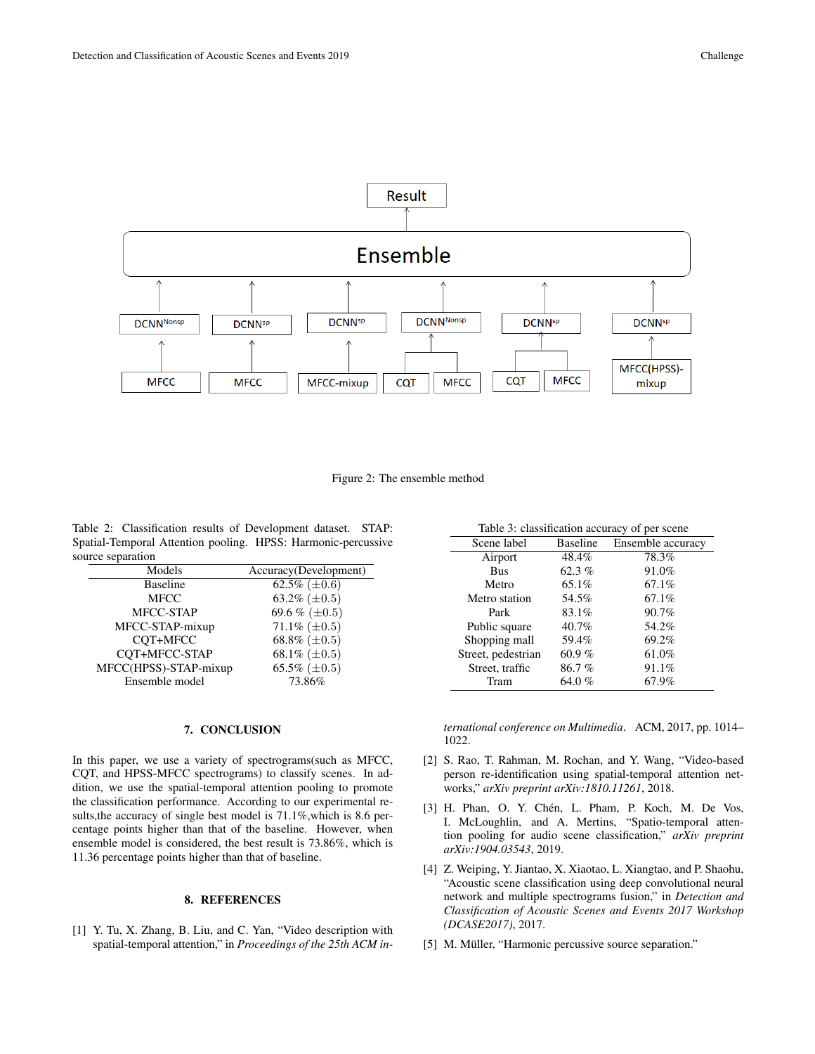Figure 2: The ensemble method

Table 2: Classification results of Development dataset. STAP: Spatial-Temporal Attention pooling. HPSS: Harmonic-percussive source separation

| Models | Accuracy(Development) |
|---|---|
| Baseline | 62.5% (±0.6) |
| MFCC | 63.2% (±0.5) |
| MFCC-STAP | 69.6 % (±0.5) |
| MFCC-STAP-mixup | 71.1% (±0.5) |
| CQT+MFCC | 68.8% (±0.5) |
| CQT+MFCC-STAP | 68.1% (±0.5) |
| MFCC(HPSS)-STAP-mixup | 65.5% (±0.5) |
| Ensemble model | 73.86% |

Table 3: classification accuracy of per scene

| Scene label | Baseline | Ensemble accuracy |
|---|---|---|
| Airport | 48.4% | 78.3% |
| Bus | 62.3 % | 91.0% |
| Metro | 65.1% | 67.1% |
| Metro station | 54.5% | 67.1% |
| Park | 83.1% | 90.7% |
| Public square | 40.7% | 54.2% |
| Shopping mall | 59.4% | 69.2% |
| Street, pedestrian | 60.9 % | 61.0% |
| Street, traffic | 86.7 % | 91.1% |
| Tram | 64.0 % | 67.9% |

## 7. CONCLUSION

In this paper, we use a variety of spectrograms(such as MFCC, CQT, and HPSS-MFCC spectrograms) to classify scenes. In addition, we use the spatial-temporal attention pooling to promote the classification performance. According to our experimental results,the accuracy of single best model is 71.1%,which is 8.6 percentage points higher than that of the baseline. However, when ensemble model is considered, the best result is 73.86%, which is 11.36 percentage points higher than that of baseline.

## 8. REFERENCES

[1] Y. Tu, X. Zhang, B. Liu, and C. Yan, "Video description with spatial-temporal attention," in *Proceedings of the 25th ACM international conference on Multimedia*. ACM, 2017, pp. 1014–1022.

[2] S. Rao, T. Rahman, M. Rochan, and Y. Wang, "Video-based person re-identification using spatial-temporal attention networks," *arXiv preprint arXiv:1810.11261*, 2018.

[3] H. Phan, O. Y. Chén, L. Pham, P. Koch, M. De Vos, I. McLoughlin, and A. Mertins, "Spatio-temporal attention pooling for audio scene classification," *arXiv preprint arXiv:1904.03543*, 2019.

[4] Z. Weiping, Y. Jiantao, X. Xiaotao, L. Xiangtao, and P. Shaohu, "Acoustic scene classification using deep convolutional neural network and multiple spectrograms fusion," in *Detection and Classification of Acoustic Scenes and Events 2017 Workshop (DCASE2017)*, 2017.

[5] M. Müller, "Harmonic percussive source separation."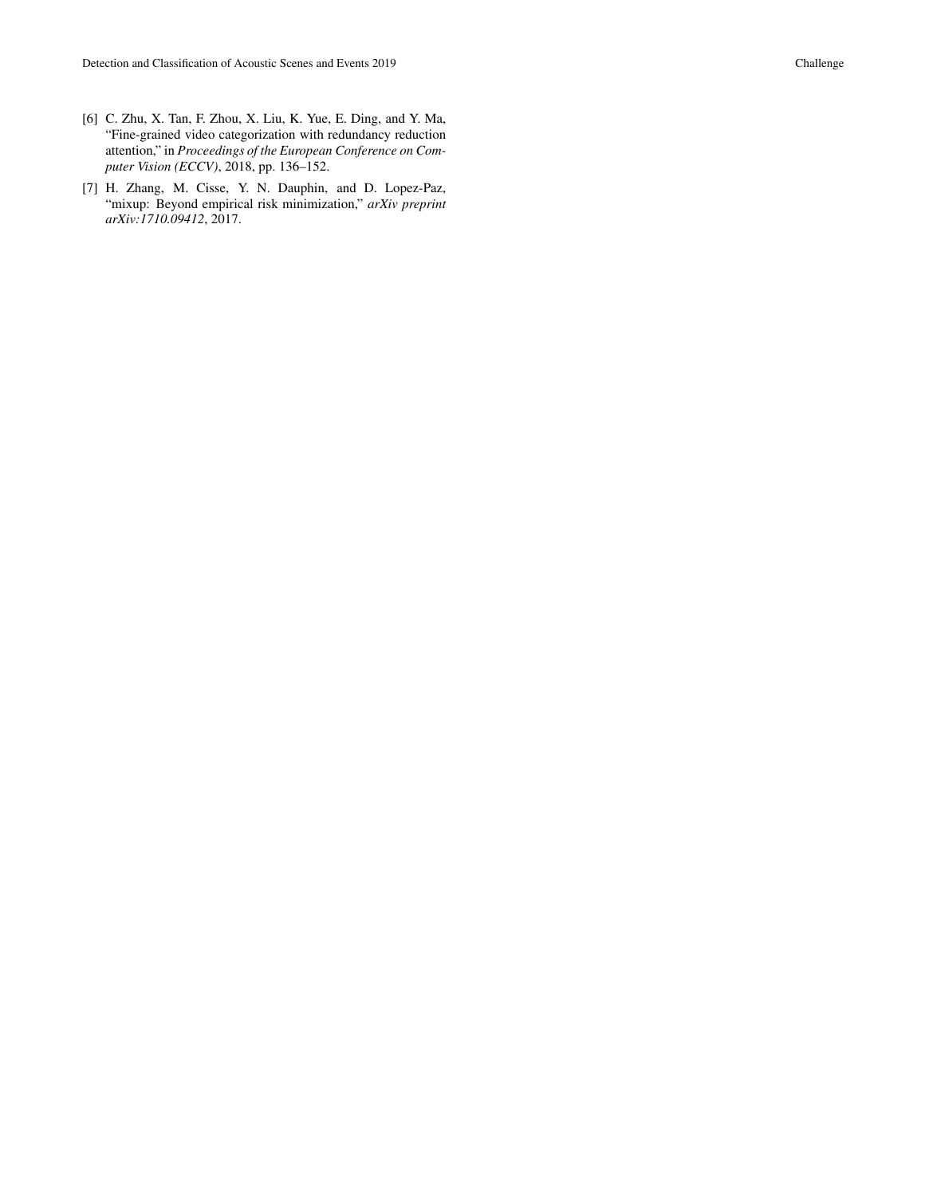[6] C. Zhu, X. Tan, F. Zhou, X. Liu, K. Yue, E. Ding, and Y. Ma, "Fine-grained video categorization with redundancy reduction attention," in *Proceedings of the European Conference on Computer Vision (ECCV)*, 2018, pp. 136–152.

[7] H. Zhang, M. Cisse, Y. N. Dauphin, and D. Lopez-Paz, "mixup: Beyond empirical risk minimization," *arXiv preprint arXiv:1710.09412*, 2017.